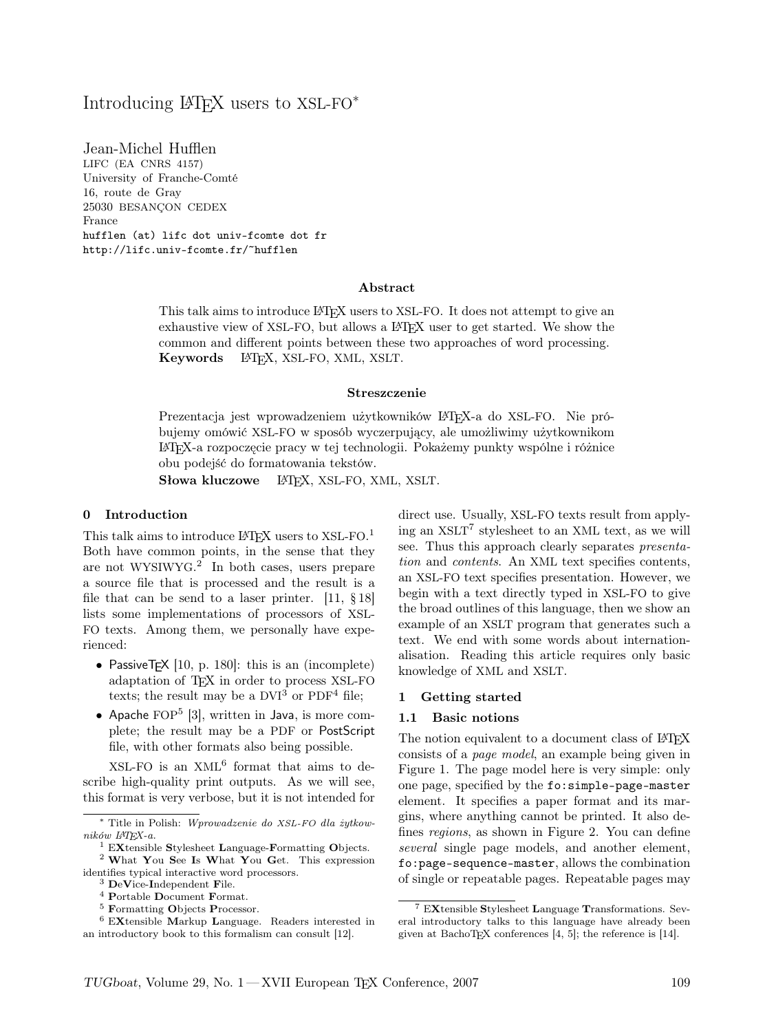# Introducing LaTeX users to XSL-FO*

Jean-Michel Hufflen
LIFC (EA CNRS 4157)
University of Franche-Comté
16, route de Gray
25030 BESANÇON CEDEX
France
hufflen (at) lifc dot univ-fcomte dot fr
http://lifc.univ-fcomte.fr/~hufflen

### Abstract

This talk aims to introduce LaTeX users to XSL-FO. It does not attempt to give an exhaustive view of XSL-FO, but allows a LaTeX user to get started. We show the common and different points between these two approaches of word processing.

**Keywords** LaTeX, XSL-FO, XML, XSLT.

### Streszczenie

Prezentacja jest wprowadzeniem użytkowników LaTeX-a do XSL-FO. Nie próbujemy omówić XSL-FO w sposób wyczerpujący, ale umożliwimy użytkownikom LaTeX-a rozpoczęcie pracy w tej technologii. Pokażemy punkty wspólne i różnice obu podejść do formatowania tekstów.

**Słowa kluczowe** LaTeX, XSL-FO, XML, XSLT.

## 0 Introduction

This talk aims to introduce LaTeX users to XSL-FO.[1] Both have common points, in the sense that they are not WYSIWYG.[2] In both cases, users prepare a source file that is processed and the result is a file that can be send to a laser printer. [11, § 18] lists some implementations of processors of XSL-FO texts. Among them, we personally have experienced:

- PassiveTeX [10, p. 180]: this is an (incomplete) adaptation of TeX in order to process XSL-FO texts; the result may be a DVI[3] or PDF[4] file;
- Apache FOP[5] [3], written in Java, is more complete; the result may be a PDF or PostScript file, with other formats also being possible.

XSL-FO is an XML[6] format that aims to describe high-quality print outputs. As we will see, this format is very verbose, but it is not intended for direct use. Usually, XSL-FO texts result from applying an XSLT[7] stylesheet to an XML text, as we will see. Thus this approach clearly separates *presentation* and *contents*. An XML text specifies contents, an XSL-FO text specifies presentation. However, we begin with a text directly typed in XSL-FO to give the broad outlines of this language, then we show an example of an XSLT program that generates such a text. We end with some words about internationalisation. Reading this article requires only basic knowledge of XML and XSLT.

## 1 Getting started

### 1.1 Basic notions

The notion equivalent to a document class of LaTeX consists of a *page model*, an example being given in Figure 1. The page model here is very simple: only one page, specified by the `fo:simple-page-master` element. It specifies a paper format and its margins, where anything cannot be printed. It also defines *regions*, as shown in Figure 2. You can define *several* single page models, and another element, `fo:page-sequence-master`, allows the combination of single or repeatable pages. Repeatable pages may

---

\* Title in Polish: *Wprowadzenie do XSL-FO dla żytkowników LaTeX-a.*

[1] **EX**tensible **S**tylesheet **L**anguage-**F**ormatting **O**bjects.

[2] **W**hat **Y**ou **S**ee **I**s **W**hat **Y**ou **G**et. This expression identifies typical interactive word processors.

[3] **D**e**V**ice-**I**ndependent **F**ile.

[4] **P**ortable **D**ocument **F**ormat.

[5] **F**ormatting **O**bjects **P**rocessor.

[6] **EX**tensible **M**arkup **L**anguage. Readers interested in an introductory book to this formalism can consult [12].

[7] **EX**tensible **S**tylesheet **L**anguage **T**ransformations. Several introductory talks to this language have already been given at BachoTeX conferences [4, 5]; the reference is [14].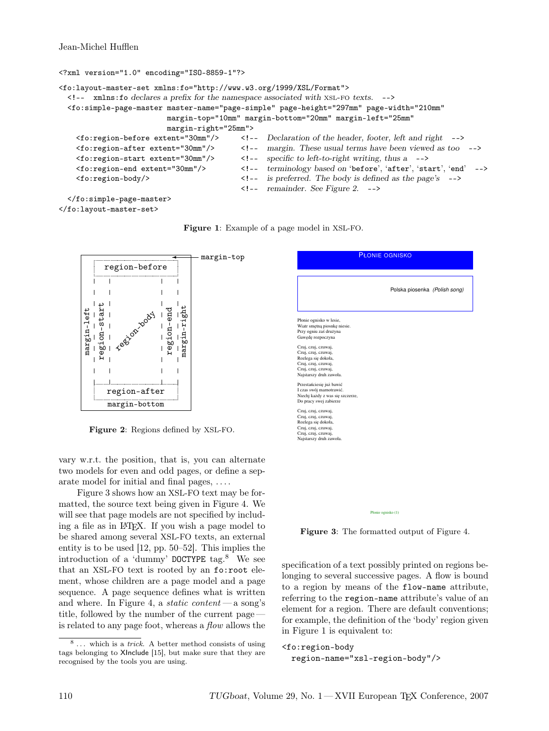```xml
<?xml version="1.0" encoding="ISO-8859-1"?>

<fo:layout-master-set xmlns:fo="http://www.w3.org/1999/XSL/Format">
  <!-- xmlns:fo declares a prefix for the namespace associated with XSL-FO texts. -->
  <fo:simple-page-master master-name="page-simple" page-height="297mm" page-width="210mm"
                         margin-top="10mm" margin-bottom="20mm" margin-left="25mm"
                         margin-right="25mm">
    <fo:region-before extent="30mm"/>     <!-- Declaration of the header, footer, left and right -->
    <fo:region-after extent="30mm"/>      <!-- margin. These usual terms have been viewed as too -->
    <fo:region-start extent="30mm"/>      <!-- specific to left-to-right writing, thus a -->
    <fo:region-end extent="30mm"/>        <!-- terminology based on 'before', 'after', 'start', 'end' -->
    <fo:region-body/>                     <!-- is preferred. The body is defined as the page's -->
                                          <!-- remainder. See Figure 2. -->
  </fo:simple-page-master>
</fo:layout-master-set>
```

**Figure 1**: Example of a page model in XSL-FO.

**Figure 2**: Regions defined by XSL-FO.

**Figure 3**: The formatted output of Figure 4.

vary w.r.t. the position, that is, you can alternate two models for even and odd pages, or define a separate model for initial and final pages, ....

Figure 3 shows how an XSL-FO text may be formatted, the source text being given in Figure 4. We will see that page models are not specified by including a file as in LaTeX. If you wish a page model to be shared among several XSL-FO texts, an external entity is to be used [12, pp. 50–52]. This implies the introduction of a 'dummy' `DOCTYPE` tag.[8] We see that an XSL-FO text is rooted by an `fo:root` element, whose children are a page model and a page sequence. A page sequence defines what is written and where. In Figure 4, a *static content* — a song's title, followed by the number of the current page — is related to any page foot, whereas a *flow* allows the specification of a text possibly printed on regions belonging to several successive pages. A flow is bound to a region by means of the `flow-name` attribute, referring to the `region-name` attribute's value of an element for a region. There are default conventions; for example, the definition of the 'body' region given in Figure 1 is equivalent to:

```xml
<fo:region-body
  region-name="xsl-region-body"/>
```

[8] ... which is a *trick*. A better method consists of using tags belonging to XInclude [15], but make sure that they are recognised by the tools you are using.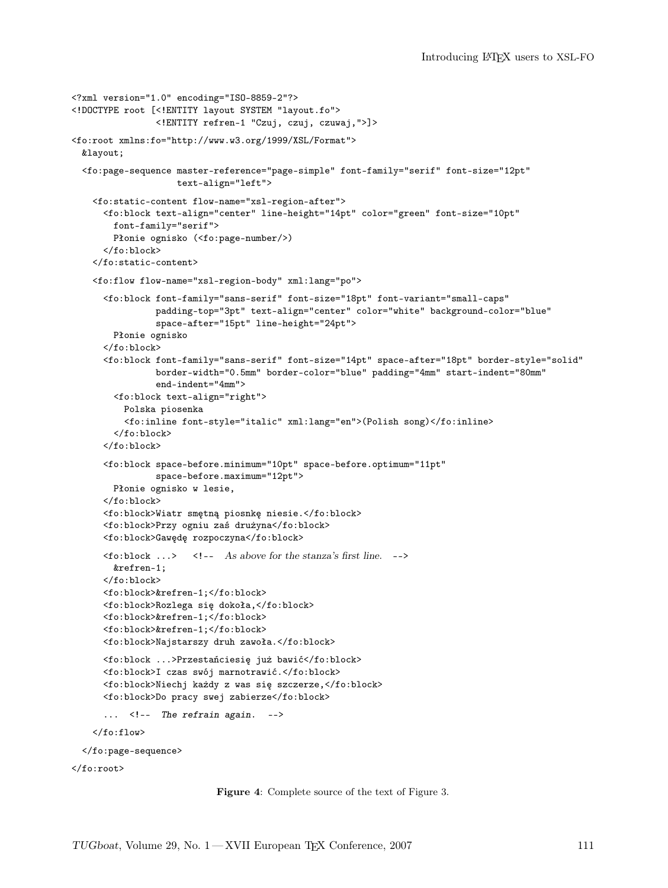```
<?xml version="1.0" encoding="ISO-8859-2"?>
<!DOCTYPE root [<!ENTITY layout SYSTEM "layout.fo">
                <!ENTITY refren-1 "Czuj, czuj, czuwaj,">]>

<fo:root xmlns:fo="http://www.w3.org/1999/XSL/Format">
  &layout;

  <fo:page-sequence master-reference="page-simple" font-family="serif" font-size="12pt"
                    text-align="left">

    <fo:static-content flow-name="xsl-region-after">
      <fo:block text-align="center" line-height="14pt" color="green" font-size="10pt"
        font-family="serif">
        Płonie ognisko (<fo:page-number/>)
      </fo:block>
    </fo:static-content>

    <fo:flow flow-name="xsl-region-body" xml:lang="po">

      <fo:block font-family="sans-serif" font-size="18pt" font-variant="small-caps"
                padding-top="3pt" text-align="center" color="white" background-color="blue"
                space-after="15pt" line-height="24pt">
        Płonie ognisko
      </fo:block>
      <fo:block font-family="sans-serif" font-size="14pt" space-after="18pt" border-style="solid"
                border-width="0.5mm" border-color="blue" padding="4mm" start-indent="80mm"
                end-indent="4mm">
        <fo:block text-align="right">
          Polska piosenka
          <fo:inline font-style="italic" xml:lang="en">(Polish song)</fo:inline>
        </fo:block>
      </fo:block>

      <fo:block space-before.minimum="10pt" space-before.optimum="11pt"
                space-before.maximum="12pt">
        Płonie ognisko w lesie,
      </fo:block>
      <fo:block>Wiatr smętną piosnkę niesie.</fo:block>
      <fo:block>Przy ogniu zaś drużyna</fo:block>
      <fo:block>Gawędę rozpoczyna</fo:block>

      <fo:block ...>    <!--  As above for the stanza's first line.  -->
        &refren-1;
      </fo:block>
      <fo:block>&refren-1;</fo:block>
      <fo:block>Rozlega się dokoła,</fo:block>
      <fo:block>&refren-1;</fo:block>
      <fo:block>&refren-1;</fo:block>
      <fo:block>Najstarszy druh zawoła.</fo:block>

      <fo:block ...>Przestańciesię już bawić</fo:block>
      <fo:block>I czas swój marnotrawić.</fo:block>
      <fo:block>Niechj każdy z was się szczerze,</fo:block>
      <fo:block>Do pracy swej zabierze</fo:block>

      ...  <!--  The refrain again.  -->

    </fo:flow>

  </fo:page-sequence>

</fo:root>
```

**Figure 4**: Complete source of the text of Figure 3.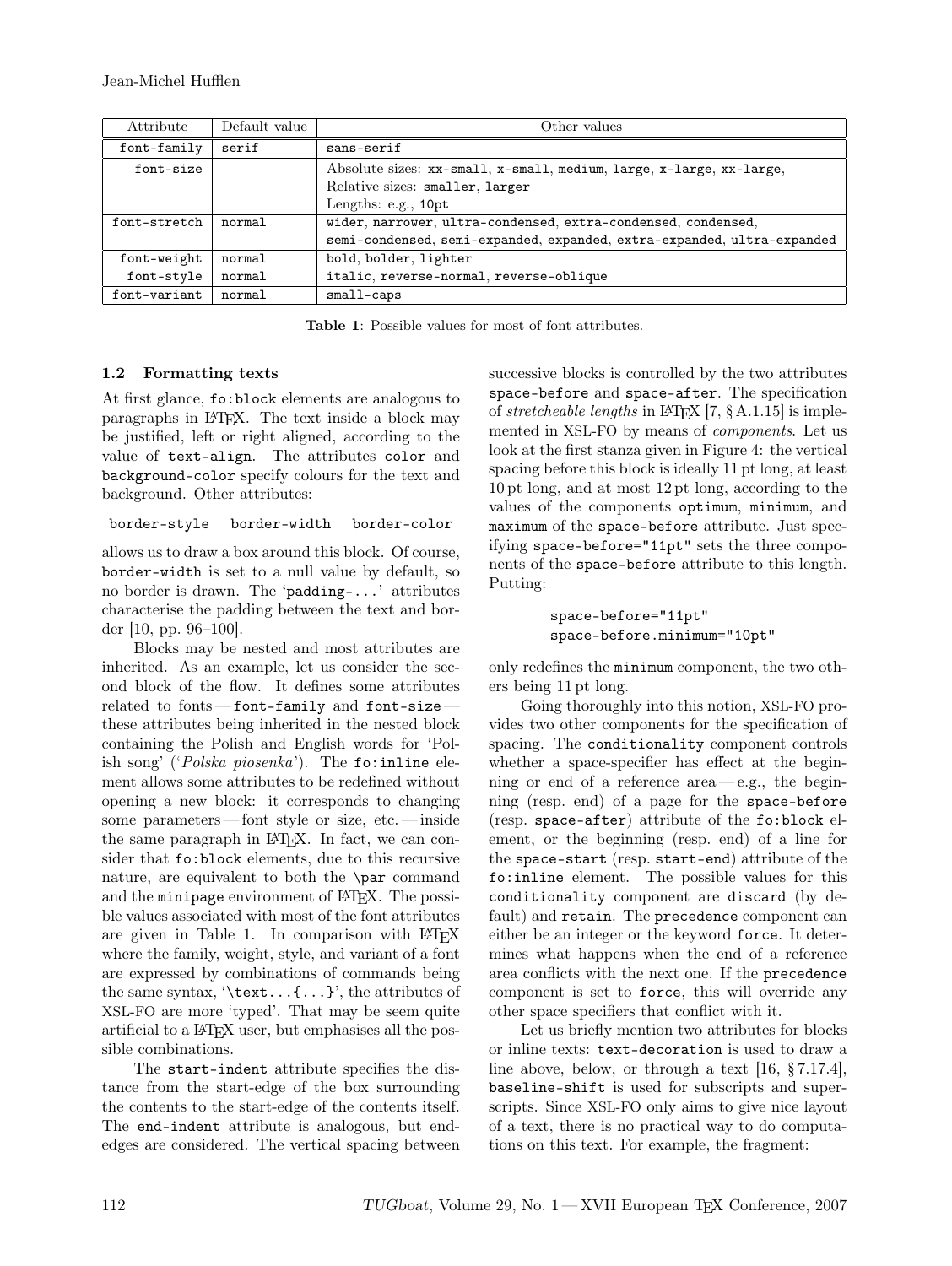| Attribute | Default value | Other values |
|---|---|---|
| font-family | serif | sans-serif |
| font-size | | Absolute sizes: xx-small, x-small, medium, large, x-large, xx-large, Relative sizes: smaller, larger Lengths: e.g., 10pt |
| font-stretch | normal | wider, narrower, ultra-condensed, extra-condensed, condensed, semi-condensed, semi-expanded, expanded, extra-expanded, ultra-expanded |
| font-weight | normal | bold, bolder, lighter |
| font-style | normal | italic, reverse-normal, reverse-oblique |
| font-variant | normal | small-caps |

**Table 1**: Possible values for most of font attributes.

### 1.2 Formatting texts

At first glance, `fo:block` elements are analogous to paragraphs in LaTeX. The text inside a block may be justified, left or right aligned, according to the value of `text-align`. The attributes `color` and `background-color` specify colours for the text and background. Other attributes:

`border-style` `border-width` `border-color`

allows us to draw a box around this block. Of course, `border-width` is set to a null value by default, so no border is drawn. The '`padding-...`' attributes characterise the padding between the text and border [10, pp. 96–100].

Blocks may be nested and most attributes are inherited. As an example, let us consider the second block of the flow. It defines some attributes related to fonts — `font-family` and `font-size` — these attributes being inherited in the nested block containing the Polish and English words for 'Polish song' ('*Polska piosenka*'). The `fo:inline` element allows some attributes to be redefined without opening a new block: it corresponds to changing some parameters — font style or size, etc. — inside the same paragraph in LaTeX. In fact, we can consider that `fo:block` elements, due to this recursive nature, are equivalent to both the `\par` command and the `minipage` environment of LaTeX. The possible values associated with most of the font attributes are given in Table 1. In comparison with LaTeX where the family, weight, style, and variant of a font are expressed by combinations of commands being the same syntax, '`\text...{...}`', the attributes of XSL-FO are more 'typed'. That may be seem quite artificial to a LaTeX user, but emphasises all the possible combinations.

The `start-indent` attribute specifies the distance from the start-edge of the box surrounding the contents to the start-edge of the contents itself. The `end-indent` attribute is analogous, but end-edges are considered. The vertical spacing between successive blocks is controlled by the two attributes `space-before` and `space-after`. The specification of *stretcheable lengths* in LaTeX [7, § A.1.15] is implemented in XSL-FO by means of *components*. Let us look at the first stanza given in Figure 4: the vertical spacing before this block is ideally 11 pt long, at least 10 pt long, and at most 12 pt long, according to the values of the components `optimum`, `minimum`, and `maximum` of the `space-before` attribute. Just specifying `space-before="11pt"` sets the three components of the `space-before` attribute to this length. Putting:

```
space-before="11pt"
space-before.minimum="10pt"
```

only redefines the `minimum` component, the two others being 11 pt long.

Going thoroughly into this notion, XSL-FO provides two other components for the specification of spacing. The `conditionality` component controls whether a space-specifier has effect at the beginning or end of a reference area — e.g., the beginning (resp. end) of a page for the `space-before` (resp. `space-after`) attribute of the `fo:block` element, or the beginning (resp. end) of a line for the `space-start` (resp. `start-end`) attribute of the `fo:inline` element. The possible values for this `conditionality` component are `discard` (by default) and `retain`. The `precedence` component can either be an integer or the keyword `force`. It determines what happens when the end of a reference area conflicts with the next one. If the `precedence` component is set to `force`, this will override any other space specifiers that conflict with it.

Let us briefly mention two attributes for blocks or inline texts: `text-decoration` is used to draw a line above, below, or through a text [16, § 7.17.4], `baseline-shift` is used for subscripts and superscripts. Since XSL-FO only aims to give nice layout of a text, there is no practical way to do computations on this text. For example, the fragment: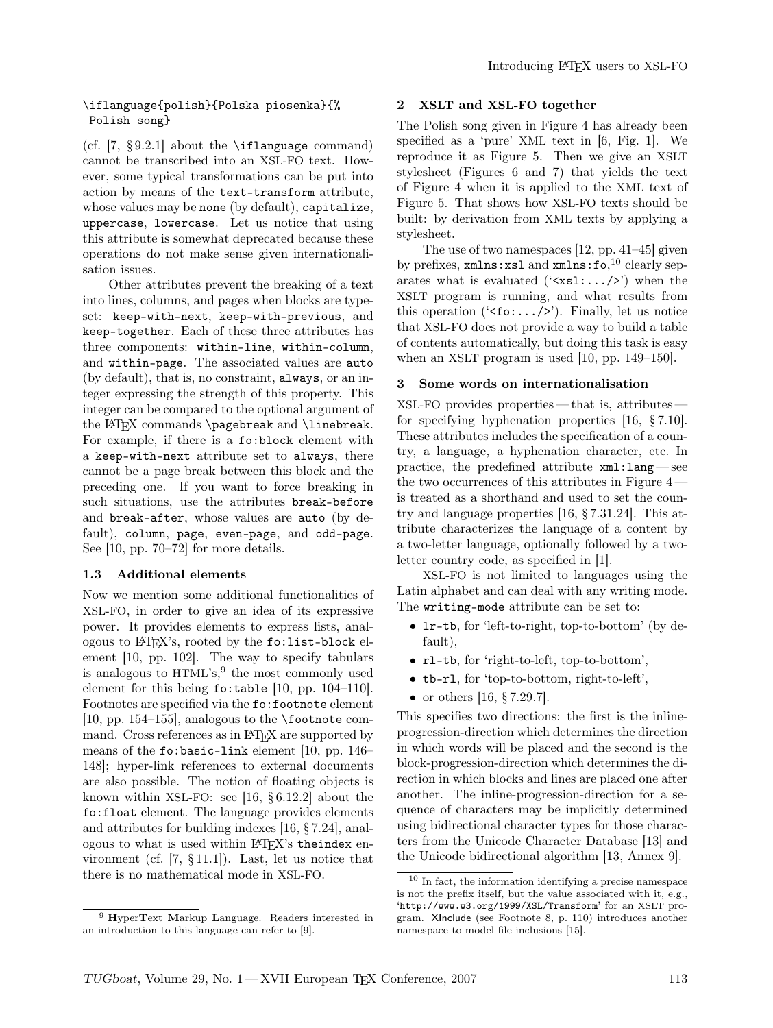```
\iflanguage{polish}{Polska piosenka}{%
 Polish song}
```

(cf. [7, § 9.2.1] about the `\iflanguage` command) cannot be transcribed into an XSL-FO text. However, some typical transformations can be put into action by means of the `text-transform` attribute, whose values may be `none` (by default), `capitalize`, `uppercase`, `lowercase`. Let us notice that using this attribute is somewhat deprecated because these operations do not make sense given internationalisation issues.

Other attributes prevent the breaking of a text into lines, columns, and pages when blocks are typeset: `keep-with-next`, `keep-with-previous`, and `keep-together`. Each of these three attributes has three components: `within-line`, `within-column`, and `within-page`. The associated values are `auto` (by default), that is, no constraint, `always`, or an integer expressing the strength of this property. This integer can be compared to the optional argument of the LaTeX commands `\pagebreak` and `\linebreak`. For example, if there is a `fo:block` element with a `keep-with-next` attribute set to `always`, there cannot be a page break between this block and the preceding one. If you want to force breaking in such situations, use the attributes `break-before` and `break-after`, whose values are `auto` (by default), `column`, `page`, `even-page`, and `odd-page`. See [10, pp. 70–72] for more details.

### 1.3 Additional elements

Now we mention some additional functionalities of XSL-FO, in order to give an idea of its expressive power. It provides elements to express lists, analogous to LaTeX's, rooted by the `fo:list-block` element [10, pp. 102]. The way to specify tabulars is analogous to HTML's,[9] the most commonly used element for this being `fo:table` [10, pp. 104–110]. Footnotes are specified via the `fo:footnote` element [10, pp. 154–155], analogous to the `\footnote` command. Cross references as in LaTeX are supported by means of the `fo:basic-link` element [10, pp. 146–148]; hyper-link references to external documents are also possible. The notion of floating objects is known within XSL-FO: see [16, § 6.12.2] about the `fo:float` element. The language provides elements and attributes for building indexes [16, § 7.24], analogous to what is used within LaTeX's `theindex` environment (cf. [7, § 11.1]). Last, let us notice that there is no mathematical mode in XSL-FO.

## 2 XSLT and XSL-FO together

The Polish song given in Figure 4 has already been specified as a 'pure' XML text in [6, Fig. 1]. We reproduce it as Figure 5. Then we give an XSLT stylesheet (Figures 6 and 7) that yields the text of Figure 4 when it is applied to the XML text of Figure 5. That shows how XSL-FO texts should be built: by derivation from XML texts by applying a stylesheet.

The use of two namespaces [12, pp. 41–45] given by prefixes, `xmlns:xsl` and `xmlns:fo`,[10] clearly separates what is evaluated ('`<xsl:.../>`') when the XSLT program is running, and what results from this operation ('`<fo:.../>`'). Finally, let us notice that XSL-FO does not provide a way to build a table of contents automatically, but doing this task is easy when an XSLT program is used [10, pp. 149–150].

## 3 Some words on internationalisation

XSL-FO provides properties — that is, attributes — for specifying hyphenation properties [16, § 7.10]. These attributes includes the specification of a country, a language, a hyphenation character, etc. In practice, the predefined attribute `xml:lang` — see the two occurrences of this attributes in Figure 4 — is treated as a shorthand and used to set the country and language properties [16, § 7.31.24]. This attribute characterizes the language of a content by a two-letter language, optionally followed by a two-letter country code, as specified in [1].

XSL-FO is not limited to languages using the Latin alphabet and can deal with any writing mode. The `writing-mode` attribute can be set to:

- `lr-tb`, for 'left-to-right, top-to-bottom' (by default),
- `rl-tb`, for 'right-to-left, top-to-bottom',
- `tb-rl`, for 'top-to-bottom, right-to-left',
- or others [16, § 7.29.7].

This specifies two directions: the first is the inline-progression-direction which determines the direction in which words will be placed and the second is the block-progression-direction which determines the direction in which blocks and lines are placed one after another. The inline-progression-direction for a sequence of characters may be implicitly determined using bidirectional character types for those characters from the Unicode Character Database [13] and the Unicode bidirectional algorithm [13, Annex 9].

---

[9] **H**yper**T**ext **M**arkup **L**anguage. Readers interested in an introduction to this language can refer to [9].

[10] In fact, the information identifying a precise namespace is not the prefix itself, but the value associated with it, e.g., '`http://www.w3.org/1999/XSL/Transform`' for an XSLT program. XInclude (see Footnote 8, p. 110) introduces another namespace to model file inclusions [15].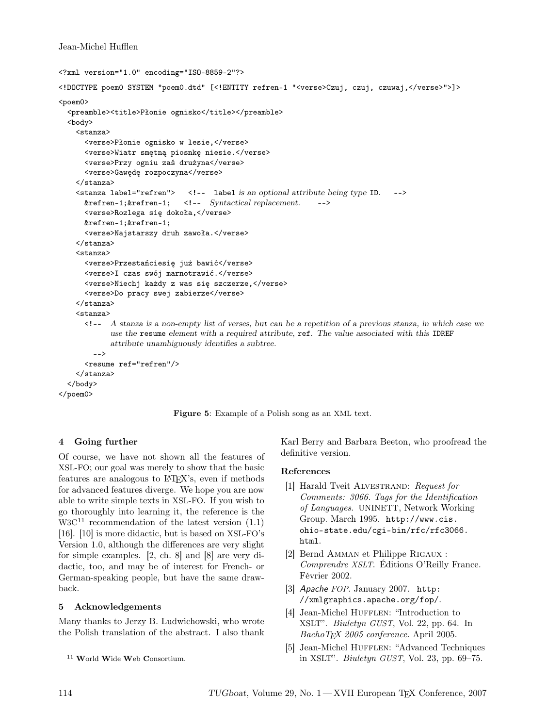```
<?xml version="1.0" encoding="ISO-8859-2"?>

<!DOCTYPE poem0 SYSTEM "poem0.dtd" [<!ENTITY refren-1 "<verse>Czuj, czuj, czuwaj,</verse>">]>

<poem0>
  <preamble><title>Płonie ognisko</title></preamble>
  <body>
    <stanza>
      <verse>Płonie ognisko w lesie,</verse>
      <verse>Wiatr smętną piosnkę niesie.</verse>
      <verse>Przy ogniu zaś drużyna</verse>
      <verse>Gawędę rozpoczyna</verse>
    </stanza>
    <stanza label="refren">   <!--  label is an optional attribute being type ID.   -->
      &refren-1;&refren-1;   <!--  Syntactical replacement.      -->
      <verse>Rozlega się dokoła,</verse>
      &refren-1;&refren-1;
      <verse>Najstarszy druh zawoła.</verse>
    </stanza>
    <stanza>
      <verse>Przestańciesię już bawić</verse>
      <verse>I czas swój marnotrawić.</verse>
      <verse>Niechj każdy z was się szczerze,</verse>
      <verse>Do pracy swej zabierze</verse>
    </stanza>
    <stanza>
      <!--  A stanza is a non-empty list of verses, but can be a repetition of a previous stanza, in which case we
            use the resume element with a required attribute, ref. The value associated with this IDREF
            attribute unambiguously identifies a subtree.
        -->
      <resume ref="refren"/>
    </stanza>
  </body>
</poem0>
```

**Figure 5**: Example of a Polish song as an XML text.

## 4 Going further

Of course, we have not shown all the features of XSL-FO; our goal was merely to show that the basic features are analogous to LaTeX's, even if methods for advanced features diverge. We hope you are now able to write simple texts in XSL-FO. If you wish to go thoroughly into learning it, the reference is the W3C[11] recommendation of the latest version (1.1) [16]. [10] is more didactic, but is based on XSL-FO's Version 1.0, although the differences are very slight for simple examples. [2, ch. 8] and [8] are very didactic, too, and may be of interest for French- or German-speaking people, but have the same drawback.

## 5 Acknowledgements

Many thanks to Jerzy B. Ludwichowski, who wrote the Polish translation of the abstract. I also thank Karl Berry and Barbara Beeton, who proofread the definitive version.

[11] **W**orld **W**ide **W**eb **C**onsortium.

### References

[1] Harald Tveit Alvestrand: *Request for Comments: 3066. Tags for the Identification of Languages.* UNINETT, Network Working Group. March 1995. `http://www.cis.ohio-state.edu/cgi-bin/rfc/rfc3066.html`.

[2] Bernd Amman et Philippe Rigaux : *Comprendre XSLT*. Éditions O'Reilly France. Février 2002.

[3] *Apache FOP*. January 2007. `http://xmlgraphics.apache.org/fop/`.

[4] Jean-Michel Hufflen: "Introduction to XSLT". *Biuletyn GUST*, Vol. 22, pp. 64. In *BachoTeX 2005 conference*. April 2005.

[5] Jean-Michel Hufflen: "Advanced Techniques in XSLT". *Biuletyn GUST*, Vol. 23, pp. 69–75.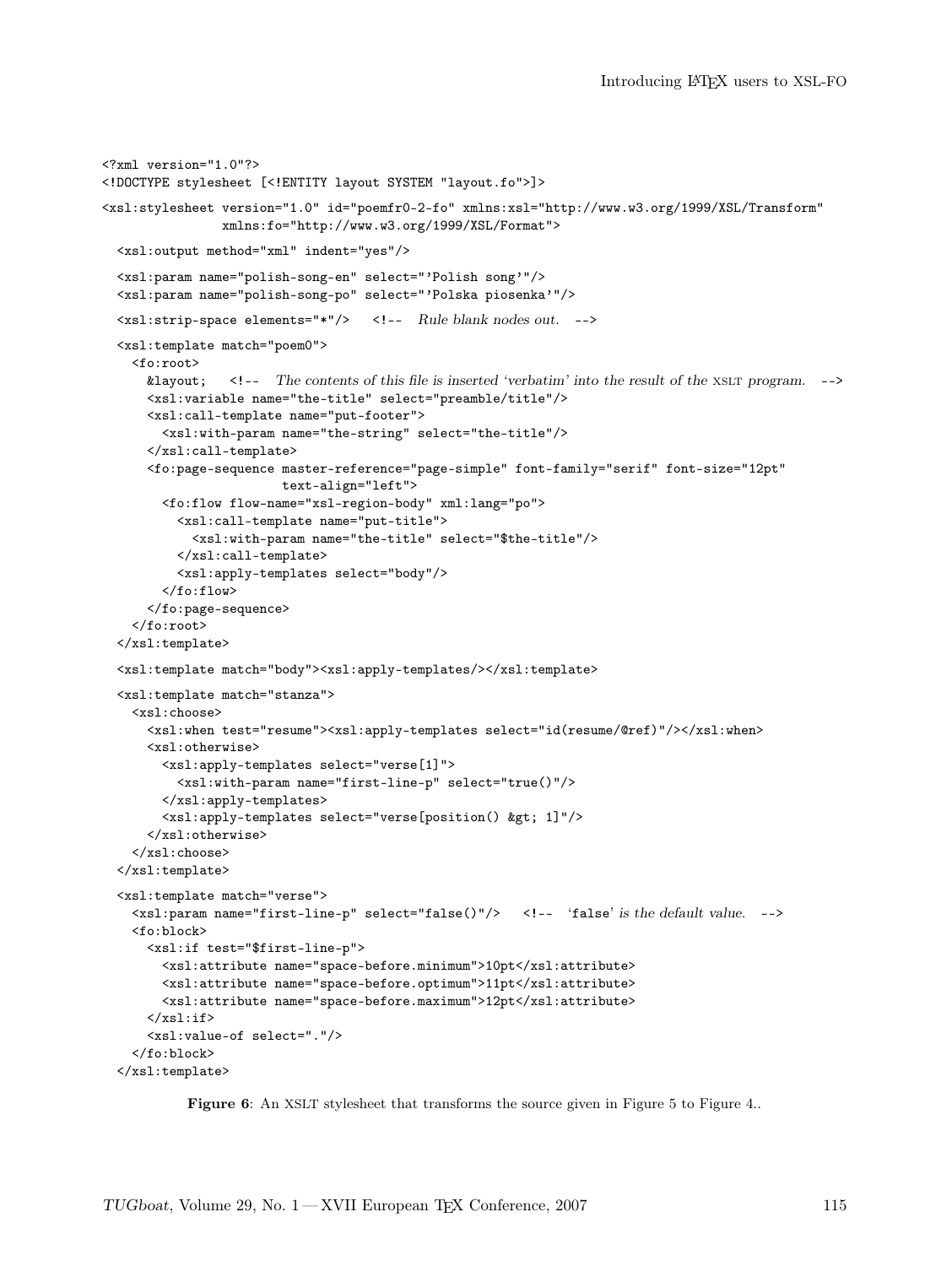```
<?xml version="1.0"?>
<!DOCTYPE stylesheet [<!ENTITY layout SYSTEM "layout.fo">]>
<xsl:stylesheet version="1.0" id="poemfr0-2-fo" xmlns:xsl="http://www.w3.org/1999/XSL/Transform"
                xmlns:fo="http://www.w3.org/1999/XSL/Format">
  <xsl:output method="xml" indent="yes"/>
  <xsl:param name="polish-song-en" select="'Polish song'"/>
  <xsl:param name="polish-song-po" select="'Polska piosenka'"/>
  <xsl:strip-space elements="*"/>   <!--  Rule blank nodes out.  -->
  <xsl:template match="poem0">
    <fo:root>
      &layout;   <!--  The contents of this file is inserted ‘verbatim’ into the result of the XSLT program.  -->
      <xsl:variable name="the-title" select="preamble/title"/>
      <xsl:call-template name="put-footer">
        <xsl:with-param name="the-string" select="the-title"/>
      </xsl:call-template>
      <fo:page-sequence master-reference="page-simple" font-family="serif" font-size="12pt"
                        text-align="left">
        <fo:flow flow-name="xsl-region-body" xml:lang="po">
          <xsl:call-template name="put-title">
            <xsl:with-param name="the-title" select="$the-title"/>
          </xsl:call-template>
          <xsl:apply-templates select="body"/>
        </fo:flow>
      </fo:page-sequence>
    </fo:root>
  </xsl:template>
  <xsl:template match="body"><xsl:apply-templates/></xsl:template>
  <xsl:template match="stanza">
    <xsl:choose>
      <xsl:when test="resume"><xsl:apply-templates select="id(resume/@ref)"/></xsl:when>
      <xsl:otherwise>
        <xsl:apply-templates select="verse[1]">
          <xsl:with-param name="first-line-p" select="true()"/>
        </xsl:apply-templates>
        <xsl:apply-templates select="verse[position() &gt; 1]"/>
      </xsl:otherwise>
    </xsl:choose>
  </xsl:template>
  <xsl:template match="verse">
    <xsl:param name="first-line-p" select="false()"/>   <!--  ‘false’ is the default value.  -->
    <fo:block>
      <xsl:if test="$first-line-p">
        <xsl:attribute name="space-before.minimum">10pt</xsl:attribute>
        <xsl:attribute name="space-before.optimum">11pt</xsl:attribute>
        <xsl:attribute name="space-before.maximum">12pt</xsl:attribute>
      </xsl:if>
      <xsl:value-of select="."/>
    </fo:block>
  </xsl:template>
```

**Figure 6**: An XSLT stylesheet that transforms the source given in Figure 5 to Figure 4..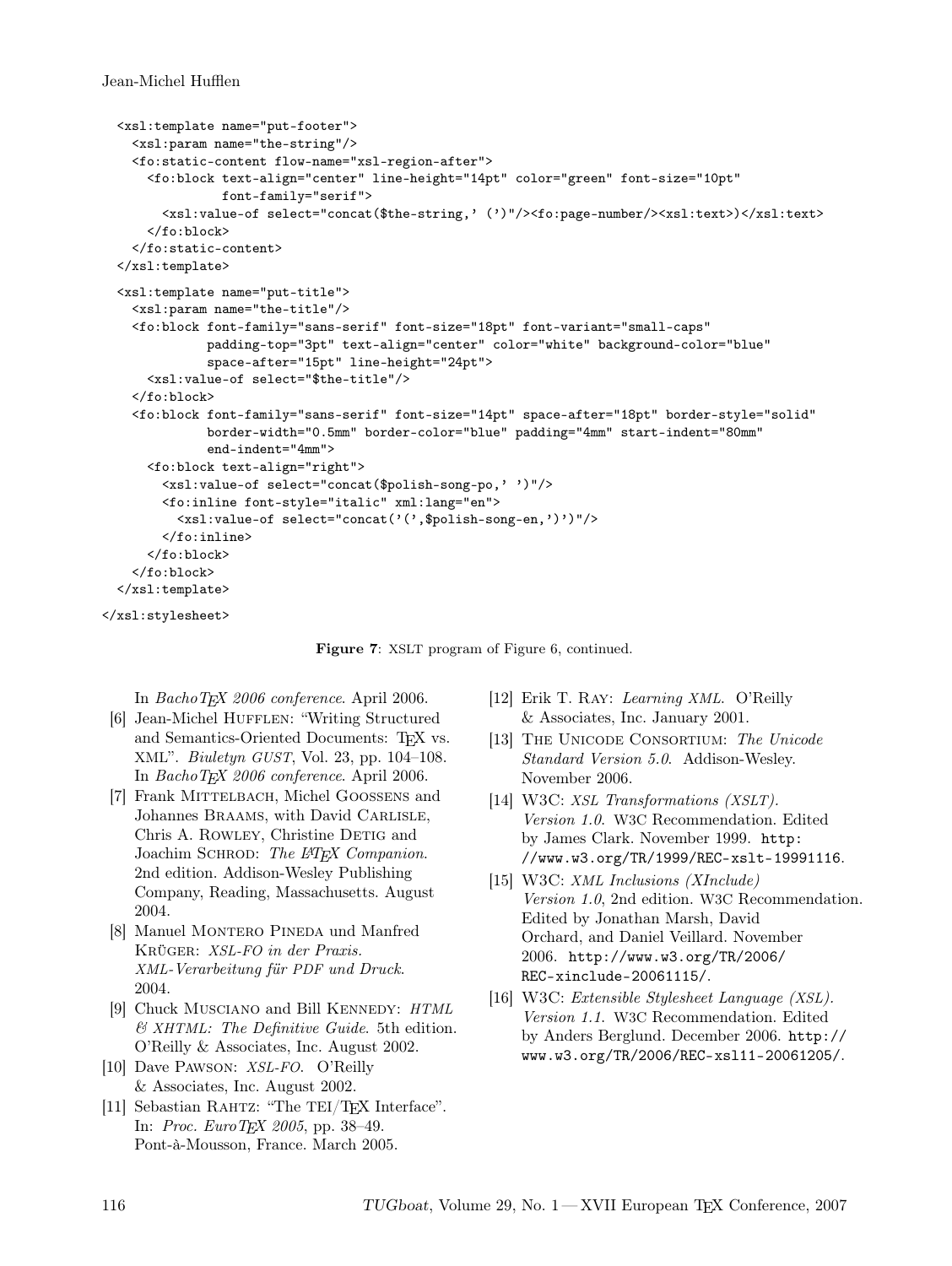```
  <xsl:template name="put-footer">
    <xsl:param name="the-string"/>
    <fo:static-content flow-name="xsl-region-after">
      <fo:block text-align="center" line-height="14pt" color="green" font-size="10pt"
                font-family="serif">
        <xsl:value-of select="concat($the-string,' (')"/><fo:page-number/><xsl:text>)</xsl:text>
      </fo:block>
    </fo:static-content>
  </xsl:template>

  <xsl:template name="put-title">
    <xsl:param name="the-title"/>
    <fo:block font-family="sans-serif" font-size="18pt" font-variant="small-caps"
              padding-top="3pt" text-align="center" color="white" background-color="blue"
              space-after="15pt" line-height="24pt">
      <xsl:value-of select="$the-title"/>
    </fo:block>
    <fo:block font-family="sans-serif" font-size="14pt" space-after="18pt" border-style="solid"
              border-width="0.5mm" border-color="blue" padding="4mm" start-indent="80mm"
              end-indent="4mm">
      <fo:block text-align="right">
        <xsl:value-of select="concat($polish-song-po,' ')"/>
        <fo:inline font-style="italic" xml:lang="en">
          <xsl:value-of select="concat('(',$polish-song-en,')')"/>
        </fo:inline>
      </fo:block>
    </fo:block>
  </xsl:template>

</xsl:stylesheet>
```

**Figure 7**: XSLT program of Figure 6, continued.

In *BachoTEX 2006 conference*. April 2006.

[6] Jean-Michel Hufflen: "Writing Structured and Semantics-Oriented Documents: TEX vs. XML". *Biuletyn GUST*, Vol. 23, pp. 104–108. In *BachoTEX 2006 conference*. April 2006.

[7] Frank Mittelbach, Michel Goossens and Johannes Braams, with David Carlisle, Chris A. Rowley, Christine Detig and Joachim Schrod: *The LATEX Companion*. 2nd edition. Addison-Wesley Publishing Company, Reading, Massachusetts. August 2004.

[8] Manuel Montero Pineda und Manfred Krüger: *XSL-FO in der Praxis. XML-Verarbeitung für PDF und Druck*. 2004.

[9] Chuck Musciano and Bill Kennedy: *HTML & XHTML: The Definitive Guide*. 5th edition. O'Reilly & Associates, Inc. August 2002.

[10] Dave Pawson: *XSL-FO*. O'Reilly & Associates, Inc. August 2002.

[11] Sebastian Rahtz: "The TEI/TEX Interface". In: *Proc. EuroTEX 2005*, pp. 38–49. Pont-à-Mousson, France. March 2005.

[12] Erik T. Ray: *Learning XML*. O'Reilly & Associates, Inc. January 2001.

[13] The Unicode Consortium: *The Unicode Standard Version 5.0*. Addison-Wesley. November 2006.

[14] W3C: *XSL Transformations (XSLT). Version 1.0*. W3C Recommendation. Edited by James Clark. November 1999. http://www.w3.org/TR/1999/REC-xslt-19991116.

[15] W3C: *XML Inclusions (XInclude) Version 1.0*, 2nd edition. W3C Recommendation. Edited by Jonathan Marsh, David Orchard, and Daniel Veillard. November 2006. http://www.w3.org/TR/2006/REC-xinclude-20061115/.

[16] W3C: *Extensible Stylesheet Language (XSL). Version 1.1*. W3C Recommendation. Edited by Anders Berglund. December 2006. http://www.w3.org/TR/2006/REC-xsl11-20061205/.